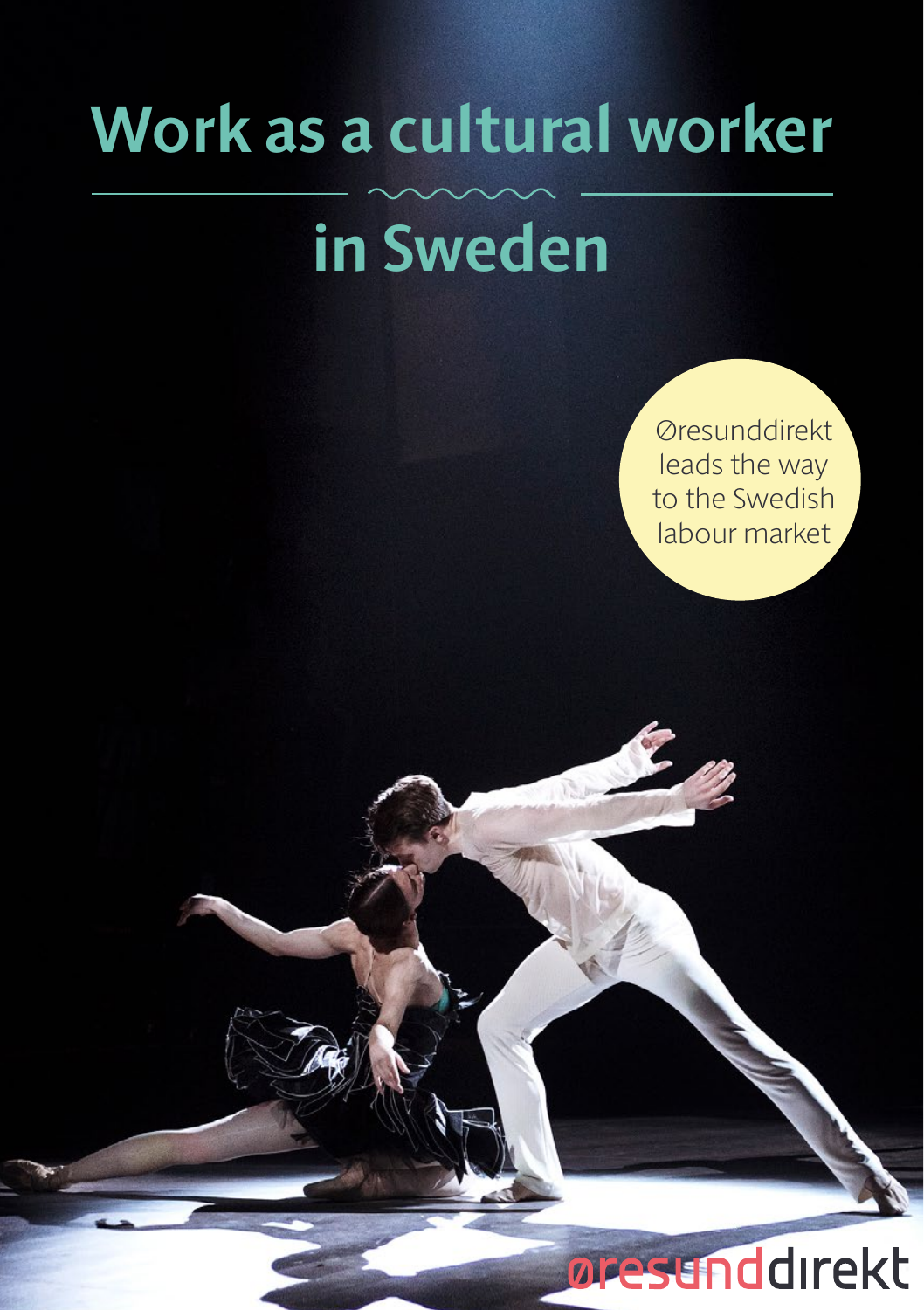# Work as a cultural worker in Sweden

Øresunddirekt leads the way to the Swedish labour market

øresunddirekt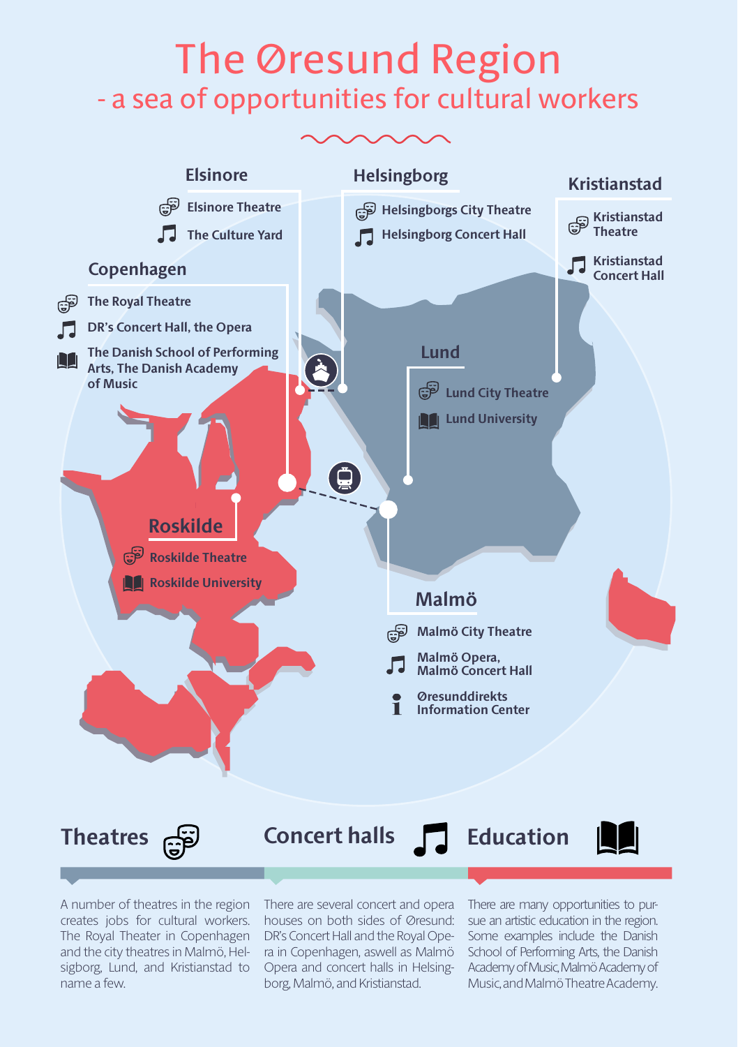# The Øresund Region

## - a sea of opportunities for cultural workers

### Elsinore

- Elsinore Theatre
- The Culture Yard

### Helsingborg

- Helsingborgs City Theatre
- Helsingborg Concert Hall

### Kristianstad

- Kristianstad Theatre
- Kristianstad Concert Hall

### Copenhagen

- The Royal Theatre
- DR's Concert Hall, the Opera
- The Danish School of Performing Arts, The Danish Academy of Music

### Lund

- Lund City Theatre
- Lund University

### Roskilde

- Roskilde Theatre
- Roskilde University

### Malmö

- Malmö City Theatre
- Malmö Opera, Malmö Concert Hall
- Øresunddirekts Information Center

## Theatres

A number of theatres in the region creates jobs for cultural workers. The Royal Theater in Copenhagen and the city theatres in Malmö, Helsigborg, Lund, and Kristianstad to name a few.

## Concert halls

There are several concert and opera houses on both sides of Øresund: DR's Concert Hall and the Royal Opera in Copenhagen, aswell as Malmö Opera and concert halls in Helsingborg, Malmö, and Kristianstad.

## Education

There are many opportunities to pursue an artistic education in the region. Some examples include the Danish School of Performing Arts, the Danish Academy of Music, Malmö Academy of Music, and Malmö Theatre Academy.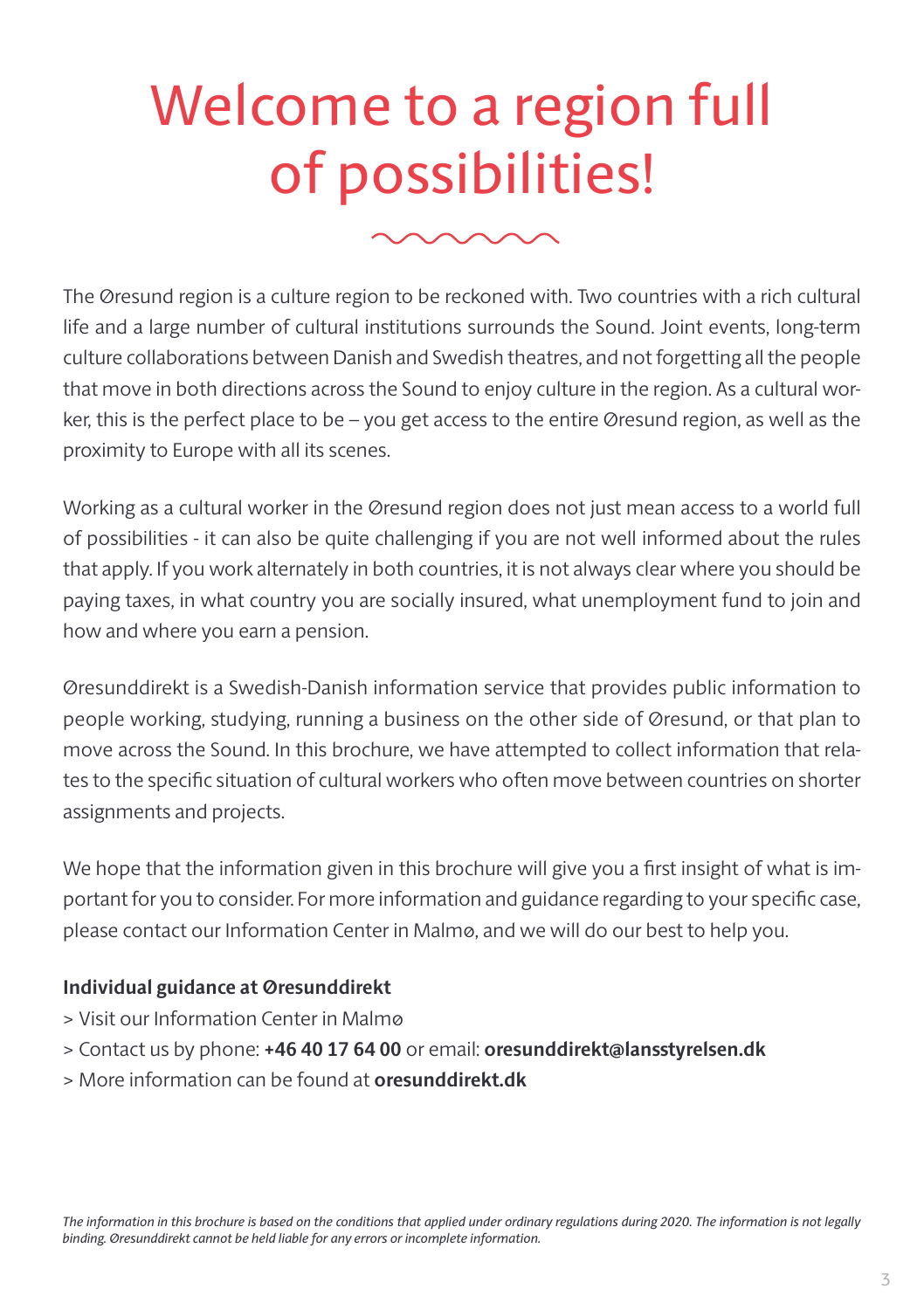# Welcome to a region full of possibilities!

The Øresund region is a culture region to be reckoned with. Two countries with a rich cultural life and a large number of cultural institutions surrounds the Sound. Joint events, long-term culture collaborations between Danish and Swedish theatres, and not forgetting all the people that move in both directions across the Sound to enjoy culture in the region. As a cultural worker, this is the perfect place to be – you get access to the entire Øresund region, as well as the proximity to Europe with all its scenes.

Working as a cultural worker in the Øresund region does not just mean access to a world full of possibilities - it can also be quite challenging if you are not well informed about the rules that apply. If you work alternately in both countries, it is not always clear where you should be paying taxes, in what country you are socially insured, what unemployment fund to join and how and where you earn a pension.

Øresunddirekt is a Swedish-Danish information service that provides public information to people working, studying, running a business on the other side of Øresund, or that plan to move across the Sound. In this brochure, we have attempted to collect information that relates to the specific situation of cultural workers who often move between countries on shorter assignments and projects.

We hope that the information given in this brochure will give you a first insight of what is important for you to consider. For more information and guidance regarding to your specific case, please contact our Information Center in Malmø, and we will do our best to help you.

**Individual guidance at Øresunddirekt**

> Visit our Information Center in Malmø
> Contact us by phone: **+46 40 17 64 00** or email: **oresunddirekt@lansstyrelsen.dk**
> More information can be found at **oresunddirekt.dk**

*The information in this brochure is based on the conditions that applied under ordinary regulations during 2020. The information is not legally binding. Øresunddirekt cannot be held liable for any errors or incomplete information.*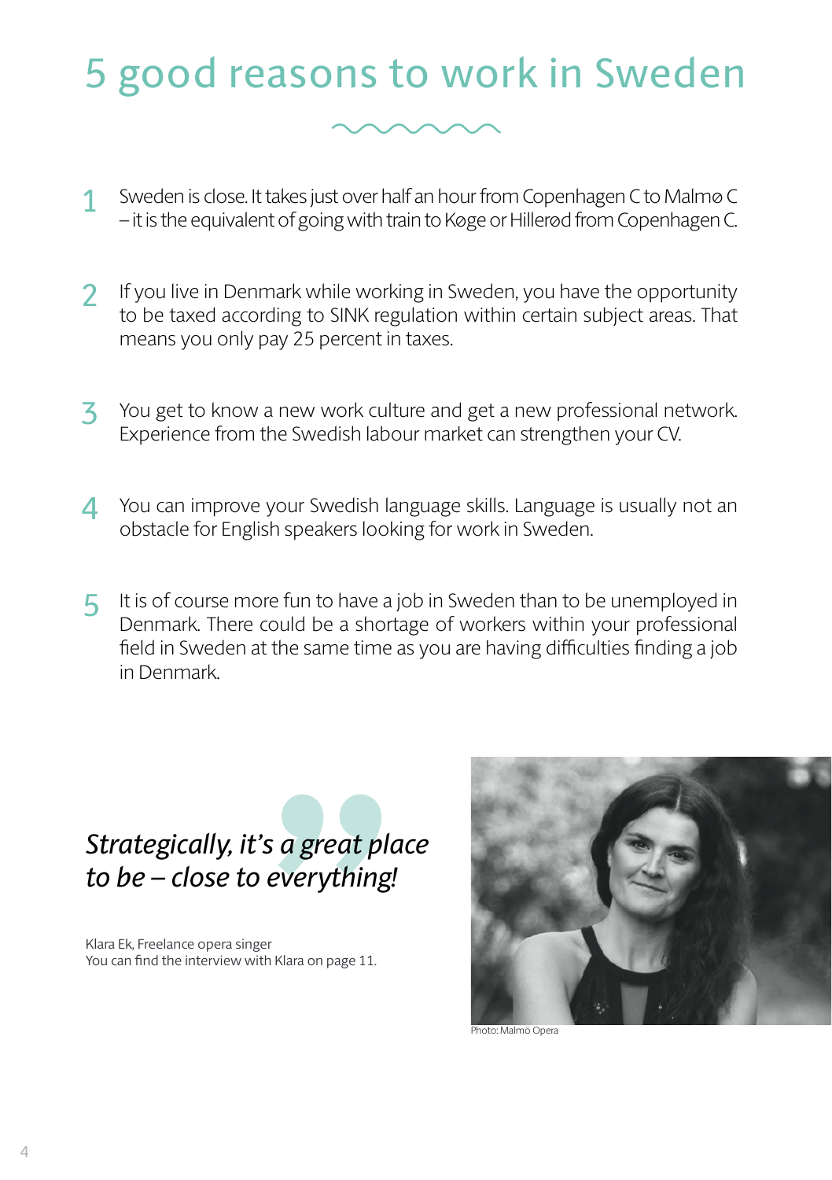# 5 good reasons to work in Sweden

1. Sweden is close. It takes just over half an hour from Copenhagen C to Malmø C – it is the equivalent of going with train to Køge or Hillerød from Copenhagen C.

2. If you live in Denmark while working in Sweden, you have the opportunity to be taxed according to SINK regulation within certain subject areas. That means you only pay 25 percent in taxes.

3. You get to know a new work culture and get a new professional network. Experience from the Swedish labour market can strengthen your CV.

4. You can improve your Swedish language skills. Language is usually not an obstacle for English speakers looking for work in Sweden.

5. It is of course more fun to have a job in Sweden than to be unemployed in Denmark. There could be a shortage of workers within your professional field in Sweden at the same time as you are having difficulties finding a job in Denmark.

*Strategically, it's a great place to be – close to everything!*

Klara Ek, Freelance opera singer
You can find the interview with Klara on page 11.

Photo: Malmö Opera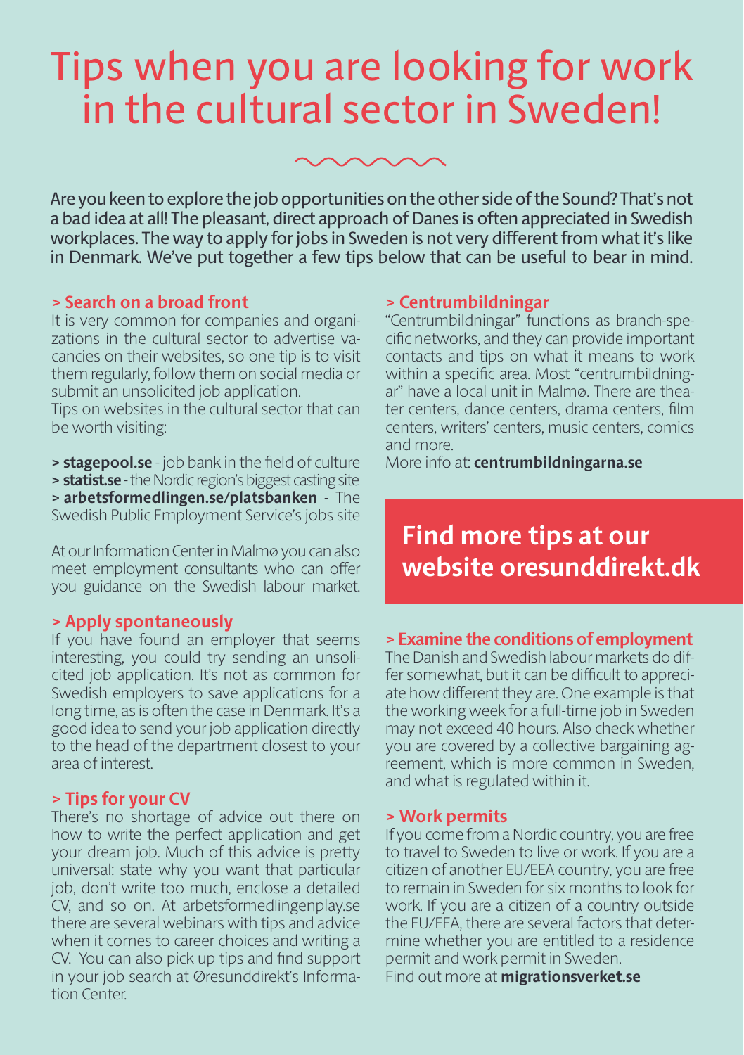# Tips when you are looking for work in the cultural sector in Sweden!

Are you keen to explore the job opportunities on the other side of the Sound? That's not a bad idea at all! The pleasant, direct approach of Danes is often appreciated in Swedish workplaces. The way to apply for jobs in Sweden is not very different from what it's like in Denmark. We've put together a few tips below that can be useful to bear in mind.

### > Search on a broad front

It is very common for companies and organizations in the cultural sector to advertise vacancies on their websites, so one tip is to visit them regularly, follow them on social media or submit an unsolicited job application.
Tips on websites in the cultural sector that can be worth visiting:

**> stagepool.se** - job bank in the field of culture
**> statist.se** - the Nordic region's biggest casting site
**> arbetsformedlingen.se/platsbanken** - The Swedish Public Employment Service's jobs site

At our Information Center in Malmø you can also meet employment consultants who can offer you guidance on the Swedish labour market.

### > Apply spontaneously

If you have found an employer that seems interesting, you could try sending an unsolicited job application. It's not as common for Swedish employers to save applications for a long time, as is often the case in Denmark. It's a good idea to send your job application directly to the head of the department closest to your area of interest.

### > Tips for your CV

There's no shortage of advice out there on how to write the perfect application and get your dream job. Much of this advice is pretty universal: state why you want that particular job, don't write too much, enclose a detailed CV, and so on. At arbetsformedlingenplay.se there are several webinars with tips and advice when it comes to career choices and writing a CV. You can also pick up tips and find support in your job search at Øresunddirekt's Information Center.

### > Centrumbildningar

"Centrumbildningar" functions as branch-specific networks, and they can provide important contacts and tips on what it means to work within a specific area. Most "centrumbildningar" have a local unit in Malmø. There are theater centers, dance centers, drama centers, film centers, writers' centers, music centers, comics and more.
More info at: **centrumbildningarna.se**

## Find more tips at our website oresunddirekt.dk

### > Examine the conditions of employment

The Danish and Swedish labour markets do differ somewhat, but it can be difficult to appreciate how different they are. One example is that the working week for a full-time job in Sweden may not exceed 40 hours. Also check whether you are covered by a collective bargaining agreement, which is more common in Sweden, and what is regulated within it.

### > Work permits

If you come from a Nordic country, you are free to travel to Sweden to live or work. If you are a citizen of another EU/EEA country, you are free to remain in Sweden for six months to look for work. If you are a citizen of a country outside the EU/EEA, there are several factors that determine whether you are entitled to a residence permit and work permit in Sweden.
Find out more at **migrationsverket.se**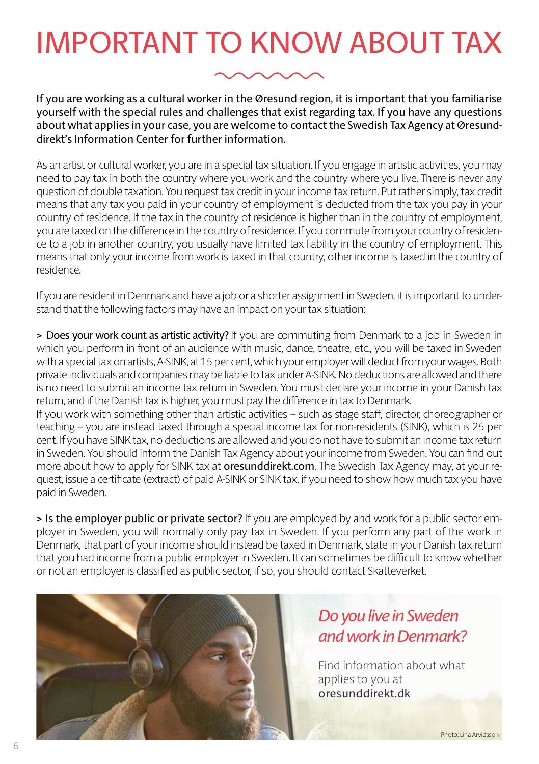# IMPORTANT TO KNOW ABOUT TAX

**If you are working as a cultural worker in the Øresund region, it is important that you familiarise yourself with the special rules and challenges that exist regarding tax. If you have any questions about what applies in your case, you are welcome to contact the Swedish Tax Agency at Øresunddirekt's Information Center for further information.**

As an artist or cultural worker, you are in a special tax situation. If you engage in artistic activities, you may need to pay tax in both the country where you work and the country where you live. There is never any question of double taxation. You request tax credit in your income tax return. Put rather simply, tax credit means that any tax you paid in your country of employment is deducted from the tax you pay in your country of residence. If the tax in the country of residence is higher than in the country of employment, you are taxed on the difference in the country of residence. If you commute from your country of residence to a job in another country, you usually have limited tax liability in the country of employment. This means that only your income from work is taxed in that country, other income is taxed in the country of residence.

If you are resident in Denmark and have a job or a shorter assignment in Sweden, it is important to understand that the following factors may have an impact on your tax situation:

> **Does your work count as artistic activity?** If you are commuting from Denmark to a job in Sweden in which you perform in front of an audience with music, dance, theatre, etc., you will be taxed in Sweden with a special tax on artists, A-SINK, at 15 per cent, which your employer will deduct from your wages. Both private individuals and companies may be liable to tax under A-SINK. No deductions are allowed and there is no need to submit an income tax return in Sweden. You must declare your income in your Danish tax return, and if the Danish tax is higher, you must pay the difference in tax to Denmark.
If you work with something other than artistic activities – such as stage staff, director, choreographer or teaching – you are instead taxed through a special income tax for non-residents (SINK), which is 25 per cent. If you have SINK tax, no deductions are allowed and you do not have to submit an income tax return in Sweden. You should inform the Danish Tax Agency about your income from Sweden. You can find out more about how to apply for SINK tax at **oresunddirekt.com**. The Swedish Tax Agency may, at your request, issue a certificate (extract) of paid A-SINK or SINK tax, if you need to show how much tax you have paid in Sweden.

> **Is the employer public or private sector?** If you are employed by and work for a public sector employer in Sweden, you will normally only pay tax in Sweden. If you perform any part of the work in Denmark, that part of your income should instead be taxed in Denmark, state in your Danish tax return that you had income from a public employer in Sweden. It can sometimes be difficult to know whether or not an employer is classified as public sector, if so, you should contact Skatteverket.

*Do you live in Sweden and work in Denmark?*

Find information about what applies to you at oresunddirekt.dk

Photo: Lina Arvidsson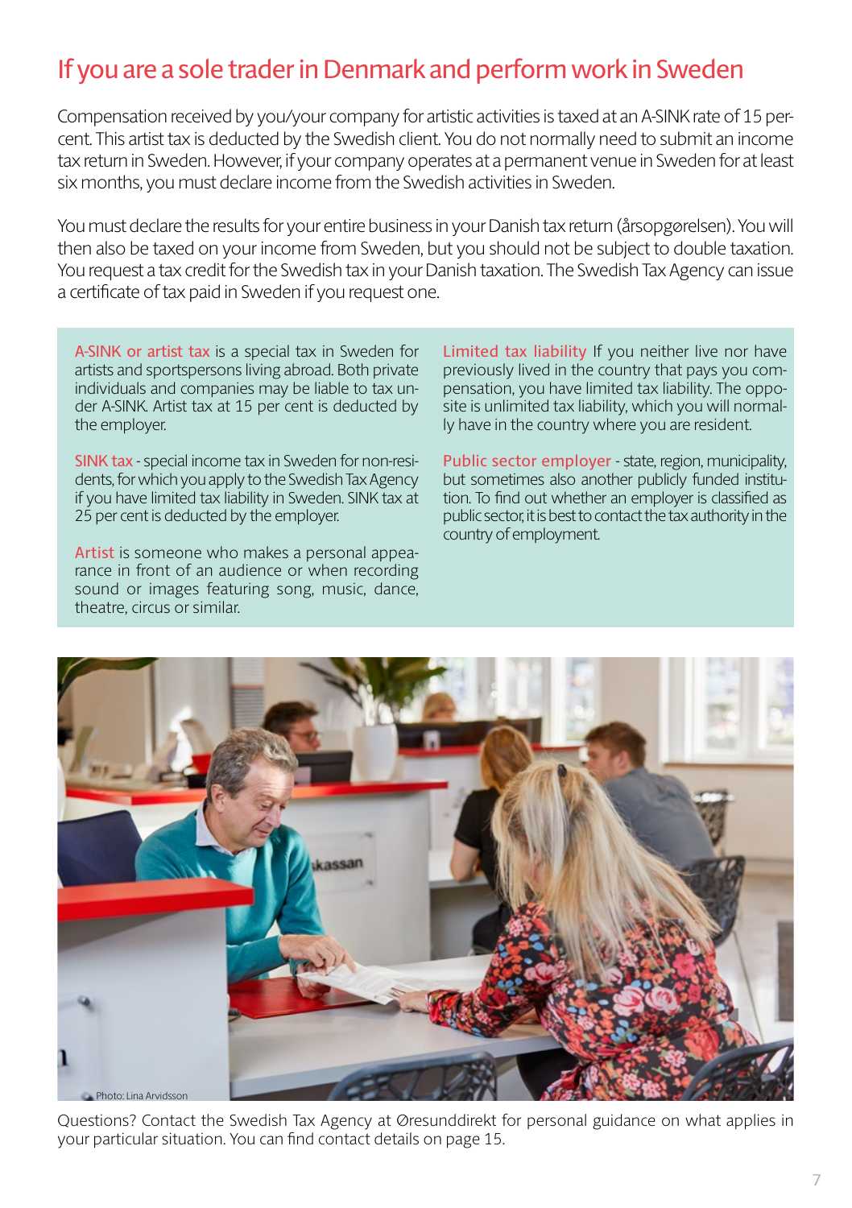# If you are a sole trader in Denmark and perform work in Sweden

Compensation received by you/your company for artistic activities is taxed at an A-SINK rate of 15 per cent. This artist tax is deducted by the Swedish client. You do not normally need to submit an income tax return in Sweden. However, if your company operates at a permanent venue in Sweden for at least six months, you must declare income from the Swedish activities in Sweden.

You must declare the results for your entire business in your Danish tax return (årsopgørelsen). You will then also be taxed on your income from Sweden, but you should not be subject to double taxation. You request a tax credit for the Swedish tax in your Danish taxation. The Swedish Tax Agency can issue a certificate of tax paid in Sweden if you request one.

**A-SINK or artist tax** is a special tax in Sweden for artists and sportspersons living abroad. Both private individuals and companies may be liable to tax under A-SINK. Artist tax at 15 per cent is deducted by the employer.

**SINK tax** - special income tax in Sweden for non-residents, for which you apply to the Swedish Tax Agency if you have limited tax liability in Sweden. SINK tax at 25 per cent is deducted by the employer.

**Artist** is someone who makes a personal appearance in front of an audience or when recording sound or images featuring song, music, dance, theatre, circus or similar.

**Limited tax liability** If you neither live nor have previously lived in the country that pays you compensation, you have limited tax liability. The opposite is unlimited tax liability, which you will normally have in the country where you are resident.

**Public sector employer** - state, region, municipality, but sometimes also another publicly funded institution. To find out whether an employer is classified as public sector, it is best to contact the tax authority in the country of employment.

Photo: Lina Arvidsson

Questions? Contact the Swedish Tax Agency at Øresunddirekt for personal guidance on what applies in your particular situation. You can find contact details on page 15.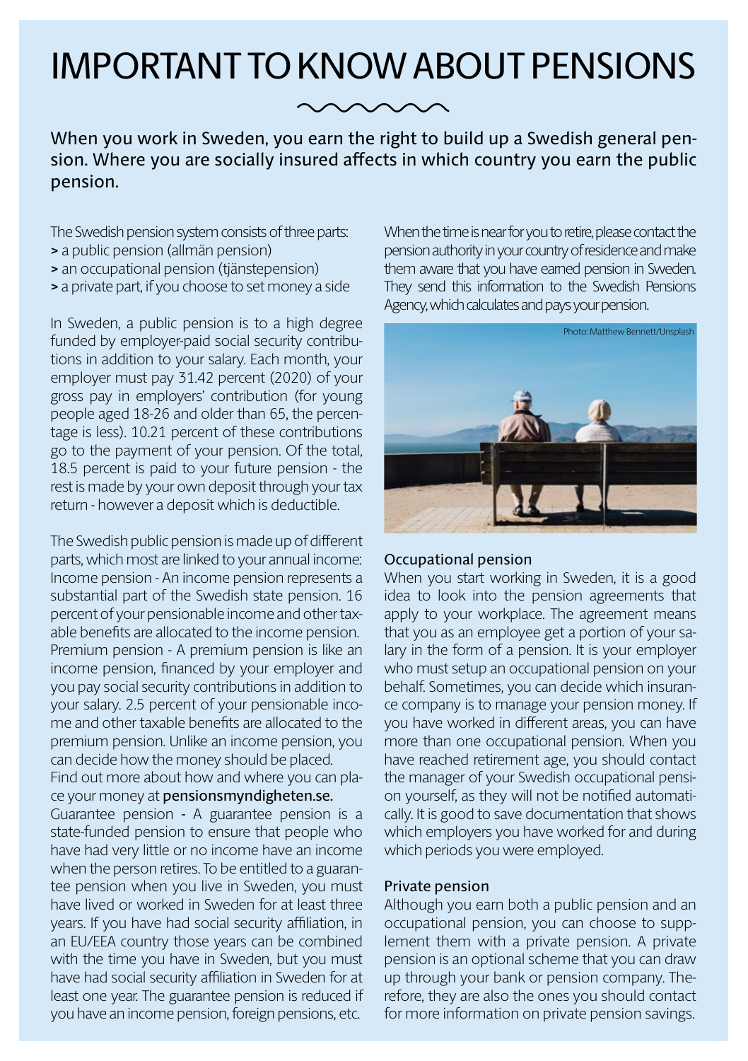# IMPORTANT TO KNOW ABOUT PENSIONS

**When you work in Sweden, you earn the right to build up a Swedish general pension. Where you are socially insured affects in which country you earn the public pension.**

The Swedish pension system consists of three parts:

> a public pension (allmän pension)
> an occupational pension (tjänstepension)
> a private part, if you choose to set money a side

In Sweden, a public pension is to a high degree funded by employer-paid social security contributions in addition to your salary. Each month, your employer must pay 31.42 percent (2020) of your gross pay in employers' contribution (for young people aged 18-26 and older than 65, the percentage is less). 10.21 percent of these contributions go to the payment of your pension. Of the total, 18.5 percent is paid to your future pension - the rest is made by your own deposit through your tax return - however a deposit which is deductible.

The Swedish public pension is made up of different parts, which most are linked to your annual income:
Income pension - An income pension represents a substantial part of the Swedish state pension. 16 percent of your pensionable income and other taxable benefits are allocated to the income pension.
Premium pension - A premium pension is like an income pension, financed by your employer and you pay social security contributions in addition to your salary. 2.5 percent of your pensionable income and other taxable benefits are allocated to the premium pension. Unlike an income pension, you can decide how the money should be placed.
Find out more about how and where you can place your money at **pensionsmyndigheten.se.**
Guarantee pension - A guarantee pension is a state-funded pension to ensure that people who have had very little or no income have an income when the person retires. To be entitled to a guarantee pension when you live in Sweden, you must have lived or worked in Sweden for at least three years. If you have had social security affiliation, in an EU/EEA country those years can be combined with the time you have in Sweden, but you must have had social security affiliation in Sweden for at least one year. The guarantee pension is reduced if you have an income pension, foreign pensions, etc.

When the time is near for you to retire, please contact the pension authority in your country of residence and make them aware that you have earned pension in Sweden. They send this information to the Swedish Pensions Agency, which calculates and pays your pension.

Photo: Matthew Bennett/Unsplash

### Occupational pension

When you start working in Sweden, it is a good idea to look into the pension agreements that apply to your workplace. The agreement means that you as an employee get a portion of your salary in the form of a pension. It is your employer who must setup an occupational pension on your behalf. Sometimes, you can decide which insurance company is to manage your pension money. If you have worked in different areas, you can have more than one occupational pension. When you have reached retirement age, you should contact the manager of your Swedish occupational pension yourself, as they will not be notified automatically. It is good to save documentation that shows which employers you have worked for and during which periods you were employed.

### Private pension

Although you earn both a public pension and an occupational pension, you can choose to supplement them with a private pension. A private pension is an optional scheme that you can draw up through your bank or pension company. Therefore, they are also the ones you should contact for more information on private pension savings.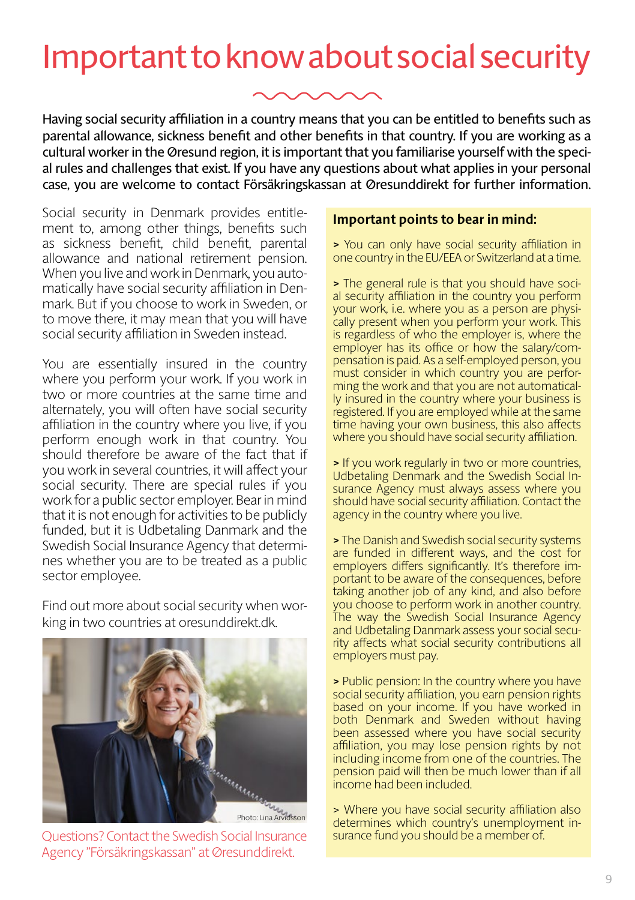# Important to know about social security

Having social security affiliation in a country means that you can be entitled to benefits such as parental allowance, sickness benefit and other benefits in that country. If you are working as a cultural worker in the Øresund region, it is important that you familiarise yourself with the special rules and challenges that exist. If you have any questions about what applies in your personal case, you are welcome to contact Försäkringskassan at Øresunddirekt for further information.

Social security in Denmark provides entitlement to, among other things, benefits such as sickness benefit, child benefit, parental allowance and national retirement pension. When you live and work in Denmark, you automatically have social security affiliation in Denmark. But if you choose to work in Sweden, or to move there, it may mean that you will have social security affiliation in Sweden instead.

You are essentially insured in the country where you perform your work. If you work in two or more countries at the same time and alternately, you will often have social security affiliation in the country where you live, if you perform enough work in that country. You should therefore be aware of the fact that if you work in several countries, it will affect your social security. There are special rules if you work for a public sector employer. Bear in mind that it is not enough for activities to be publicly funded, but it is Udbetaling Danmark and the Swedish Social Insurance Agency that determines whether you are to be treated as a public sector employee.

Find out more about social security when working in two countries at oresunddirekt.dk.

Photo: Lina Arvidsson

Questions? Contact the Swedish Social Insurance Agency "Försäkringskassan" at Øresunddirekt.

**Important points to bear in mind:**

> You can only have social security affiliation in one country in the EU/EEA or Switzerland at a time.

> The general rule is that you should have social security affiliation in the country you perform your work, i.e. where you as a person are physically present when you perform your work. This is regardless of who the employer is, where the employer has its office or how the salary/compensation is paid. As a self-employed person, you must consider in which country you are performing the work and that you are not automatically insured in the country where your business is registered. If you are employed while at the same time having your own business, this also affects where you should have social security affiliation.

> If you work regularly in two or more countries, Udbetaling Denmark and the Swedish Social Insurance Agency must always assess where you should have social security affiliation. Contact the agency in the country where you live.

> The Danish and Swedish social security systems are funded in different ways, and the cost for employers differs significantly. It's therefore important to be aware of the consequences, before taking another job of any kind, and also before you choose to perform work in another country. The way the Swedish Social Insurance Agency and Udbetaling Danmark assess your social security affects what social security contributions all employers must pay.

> Public pension: In the country where you have social security affiliation, you earn pension rights based on your income. If you have worked in both Denmark and Sweden without having been assessed where you have social security affiliation, you may lose pension rights by not including income from one of the countries. The pension paid will then be much lower than if all income had been included.

> Where you have social security affiliation also determines which country's unemployment insurance fund you should be a member of.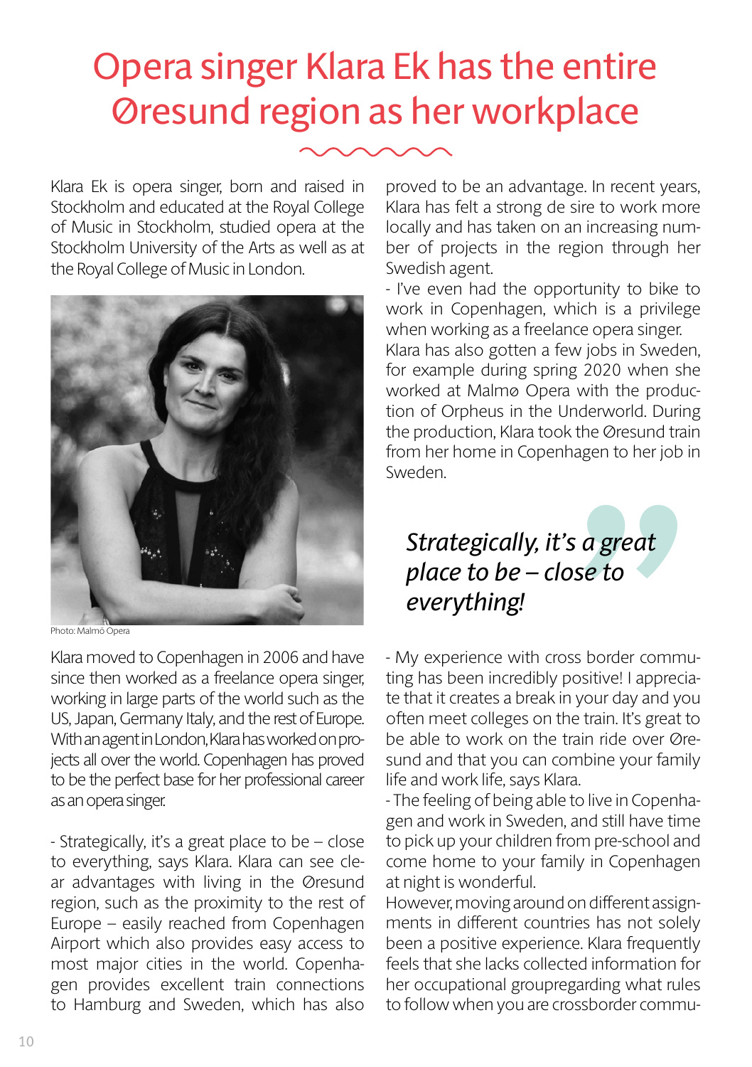# Opera singer Klara Ek has the entire Øresund region as her workplace

Klara Ek is opera singer, born and raised in Stockholm and educated at the Royal College of Music in Stockholm, studied opera at the Stockholm University of the Arts as well as at the Royal College of Music in London.

Photo: Malmö Opera

Klara moved to Copenhagen in 2006 and have since then worked as a freelance opera singer, working in large parts of the world such as the US, Japan, Germany Italy, and the rest of Europe. With an agent in London, Klara has worked on projects all over the world. Copenhagen has proved to be the perfect base for her professional career as an opera singer.

- Strategically, it's a great place to be – close to everything, says Klara. Klara can see clear advantages with living in the Øresund region, such as the proximity to the rest of Europe – easily reached from Copenhagen Airport which also provides easy access to most major cities in the world. Copenhagen provides excellent train connections to Hamburg and Sweden, which has also proved to be an advantage. In recent years, Klara has felt a strong de sire to work more locally and has taken on an increasing number of projects in the region through her Swedish agent.

- I've even had the opportunity to bike to work in Copenhagen, which is a privilege when working as a freelance opera singer.

Klara has also gotten a few jobs in Sweden, for example during spring 2020 when she worked at Malmø Opera with the production of Orpheus in the Underworld. During the production, Klara took the Øresund train from her home in Copenhagen to her job in Sweden.

> *Strategically, it's a great place to be – close to everything!*

- My experience with cross border commuting has been incredibly positive! I appreciate that it creates a break in your day and you often meet colleges on the train. It's great to be able to work on the train ride over Øresund and that you can combine your family life and work life, says Klara.

- The feeling of being able to live in Copenhagen and work in Sweden, and still have time to pick up your children from pre-school and come home to your family in Copenhagen at night is wonderful.

However, moving around on different assignments in different countries has not solely been a positive experience. Klara frequently feels that she lacks collected information for her occupational groupregarding what rules to follow when you are crossborder commu-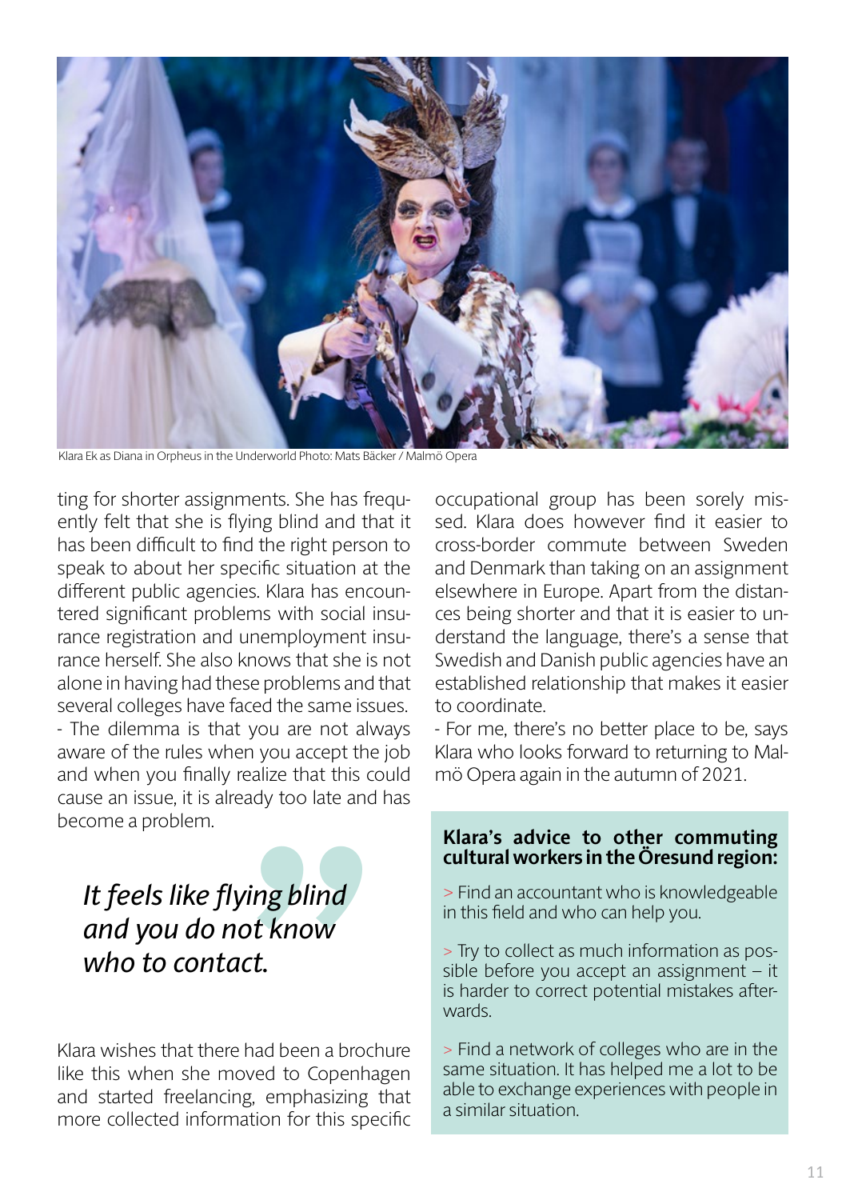Klara Ek as Diana in Orpheus in the Underworld Photo: Mats Bäcker / Malmö Opera

ting for shorter assignments. She has frequently felt that she is flying blind and that it has been difficult to find the right person to speak to about her specific situation at the different public agencies. Klara has encountered significant problems with social insurance registration and unemployment insurance herself. She also knows that she is not alone in having had these problems and that several colleges have faced the same issues.

- The dilemma is that you are not always aware of the rules when you accept the job and when you finally realize that this could cause an issue, it is already too late and has become a problem.

> *It feels like flying blind and you do not know who to contact.*

Klara wishes that there had been a brochure like this when she moved to Copenhagen and started freelancing, emphasizing that more collected information for this specific occupational group has been sorely missed. Klara does however find it easier to cross-border commute between Sweden and Denmark than taking on an assignment elsewhere in Europe. Apart from the distances being shorter and that it is easier to understand the language, there's a sense that Swedish and Danish public agencies have an established relationship that makes it easier to coordinate.

- For me, there's no better place to be, says Klara who looks forward to returning to Malmö Opera again in the autumn of 2021.

**Klara's advice to other commuting cultural workers in the Öresund region:**

> Find an accountant who is knowledgeable in this field and who can help you.

> Try to collect as much information as possible before you accept an assignment – it is harder to correct potential mistakes afterwards.

> Find a network of colleges who are in the same situation. It has helped me a lot to be able to exchange experiences with people in a similar situation.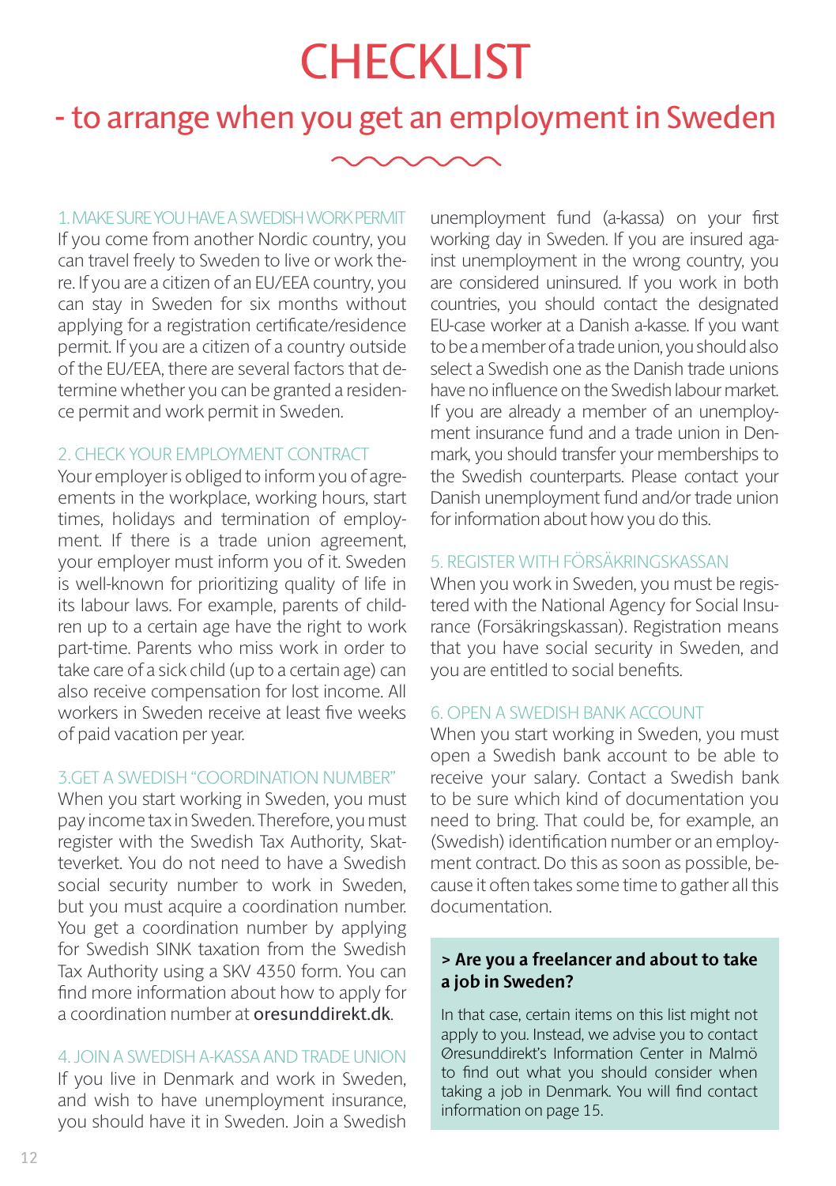# CHECKLIST

## - to arrange when you get an employment in Sweden

### 1. MAKE SURE YOU HAVE A SWEDISH WORK PERMIT

If you come from another Nordic country, you can travel freely to Sweden to live or work there. If you are a citizen of an EU/EEA country, you can stay in Sweden for six months without applying for a registration certificate/residence permit. If you are a citizen of a country outside of the EU/EEA, there are several factors that determine whether you can be granted a residence permit and work permit in Sweden.

### 2. CHECK YOUR EMPLOYMENT CONTRACT

Your employer is obliged to inform you of agreements in the workplace, working hours, start times, holidays and termination of employment. If there is a trade union agreement, your employer must inform you of it. Sweden is well-known for prioritizing quality of life in its labour laws. For example, parents of children up to a certain age have the right to work part-time. Parents who miss work in order to take care of a sick child (up to a certain age) can also receive compensation for lost income. All workers in Sweden receive at least five weeks of paid vacation per year.

### 3.GET A SWEDISH "COORDINATION NUMBER"

When you start working in Sweden, you must pay income tax in Sweden. Therefore, you must register with the Swedish Tax Authority, Skatteverket. You do not need to have a Swedish social security number to work in Sweden, but you must acquire a coordination number. You get a coordination number by applying for Swedish SINK taxation from the Swedish Tax Authority using a SKV 4350 form. You can find more information about how to apply for a coordination number at oresunddirekt.dk.

### 4. JOIN A SWEDISH A-KASSA AND TRADE UNION

If you live in Denmark and work in Sweden, and wish to have unemployment insurance, you should have it in Sweden. Join a Swedish unemployment fund (a-kassa) on your first working day in Sweden. If you are insured against unemployment in the wrong country, you are considered uninsured. If you work in both countries, you should contact the designated EU-case worker at a Danish a-kasse. If you want to be a member of a trade union, you should also select a Swedish one as the Danish trade unions have no influence on the Swedish labour market. If you are already a member of an unemployment insurance fund and a trade union in Denmark, you should transfer your memberships to the Swedish counterparts. Please contact your Danish unemployment fund and/or trade union for information about how you do this.

### 5. REGISTER WITH FÖRSÄKRINGSKASSAN

When you work in Sweden, you must be registered with the National Agency for Social Insurance (Försäkringskassan). Registration means that you have social security in Sweden, and you are entitled to social benefits.

### 6. OPEN A SWEDISH BANK ACCOUNT

When you start working in Sweden, you must open a Swedish bank account to be able to receive your salary. Contact a Swedish bank to be sure which kind of documentation you need to bring. That could be, for example, an (Swedish) identification number or an employment contract. Do this as soon as possible, because it often takes some time to gather all this documentation.

**> Are you a freelancer and about to take a job in Sweden?**

In that case, certain items on this list might not apply to you. Instead, we advise you to contact Øresunddirekt's Information Center in Malmö to find out what you should consider when taking a job in Denmark. You will find contact information on page 15.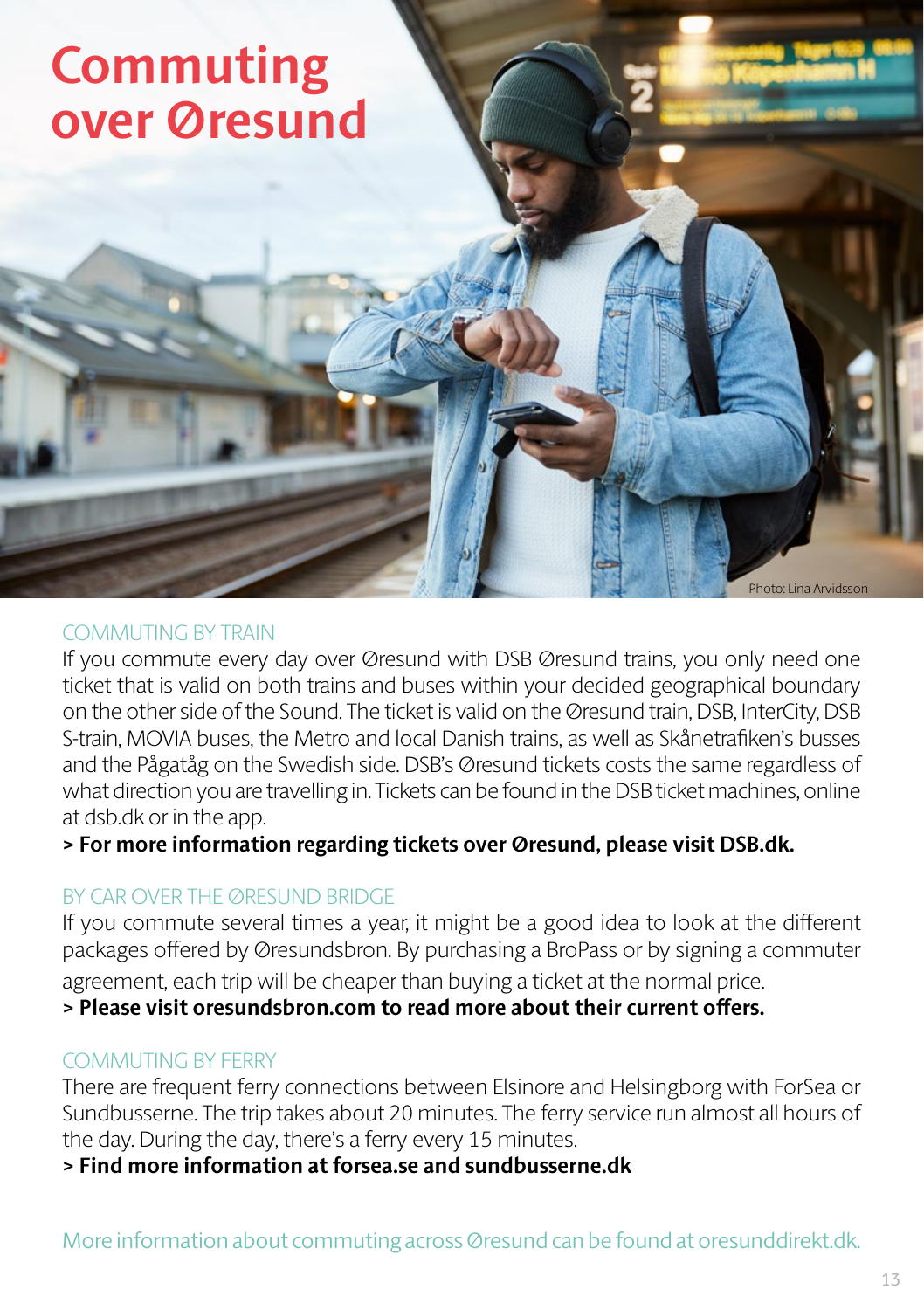# Commuting over Øresund

Photo: Lina Arvidsson

## COMMUTING BY TRAIN

If you commute every day over Øresund with DSB Øresund trains, you only need one ticket that is valid on both trains and buses within your decided geographical boundary on the other side of the Sound. The ticket is valid on the Øresund train, DSB, InterCity, DSB S-train, MOVIA buses, the Metro and local Danish trains, as well as Skånetrafiken's busses and the Pågatåg on the Swedish side. DSB's Øresund tickets costs the same regardless of what direction you are travelling in. Tickets can be found in the DSB ticket machines, online at dsb.dk or in the app.

**> For more information regarding tickets over Øresund, please visit DSB.dk.**

## BY CAR OVER THE ØRESUND BRIDGE

If you commute several times a year, it might be a good idea to look at the different packages offered by Øresundsbron. By purchasing a BroPass or by signing a commuter agreement, each trip will be cheaper than buying a ticket at the normal price.

**> Please visit oresundsbron.com to read more about their current offers.**

## COMMUTING BY FERRY

There are frequent ferry connections between Elsinore and Helsingborg with ForSea or Sundbusserne. The trip takes about 20 minutes. The ferry service run almost all hours of the day. During the day, there's a ferry every 15 minutes.

**> Find more information at forsea.se and sundbusserne.dk**

More information about commuting across Øresund can be found at oresunddirekt.dk.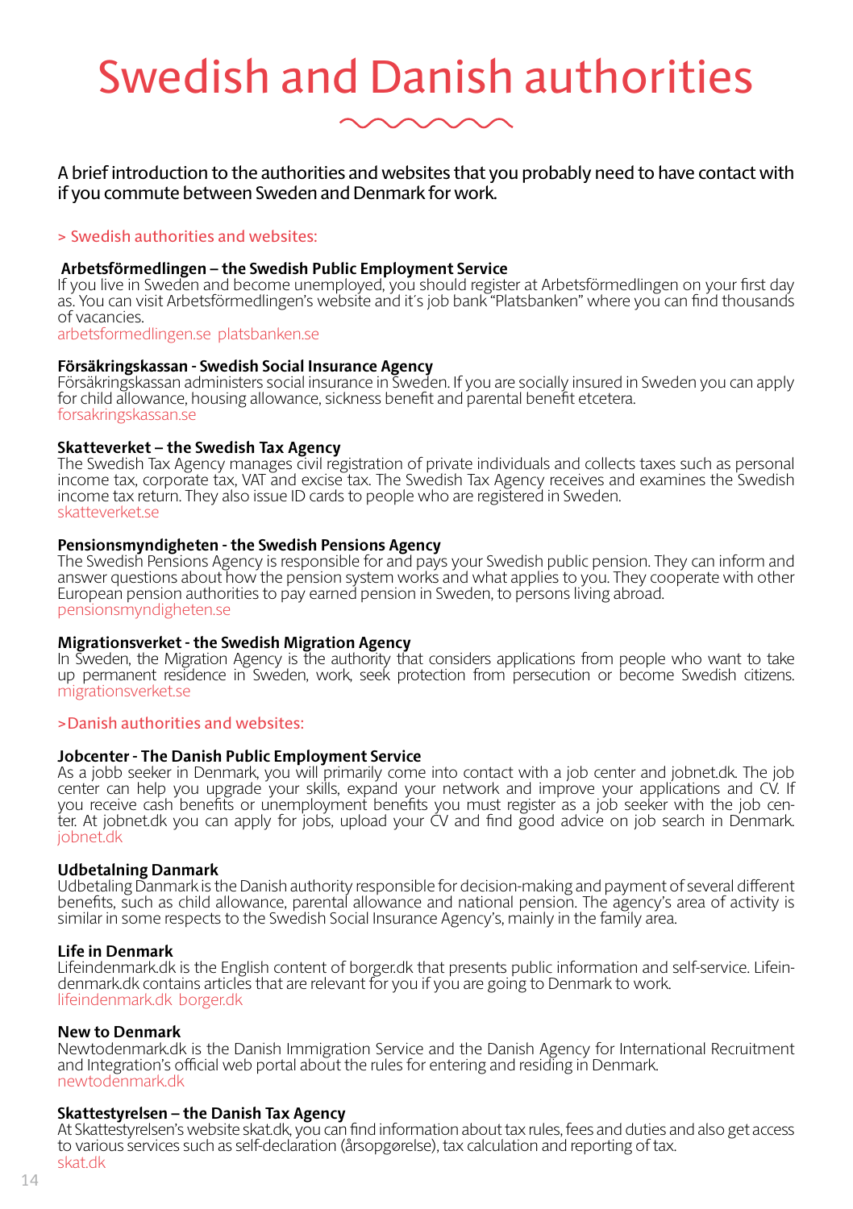# Swedish and Danish authorities

A brief introduction to the authorities and websites that you probably need to have contact with if you commute between Sweden and Denmark for work.

> Swedish authorities and websites:

**Arbetsförmedlingen – the Swedish Public Employment Service**
If you live in Sweden and become unemployed, you should register at Arbetsförmedlingen on your first day as. You can visit Arbetsförmedlingen's website and it´s job bank "Platsbanken" where you can find thousands of vacancies.
arbetsformedlingen.se platsbanken.se

**Försäkringskassan - Swedish Social Insurance Agency**
Försäkringskassan administers social insurance in Sweden. If you are socially insured in Sweden you can apply for child allowance, housing allowance, sickness benefit and parental benefit etcetera.
forsakringskassan.se

**Skatteverket – the Swedish Tax Agency**
The Swedish Tax Agency manages civil registration of private individuals and collects taxes such as personal income tax, corporate tax, VAT and excise tax. The Swedish Tax Agency receives and examines the Swedish income tax return. They also issue ID cards to people who are registered in Sweden.
skatteverket.se

**Pensionsmyndigheten - the Swedish Pensions Agency**
The Swedish Pensions Agency is responsible for and pays your Swedish public pension. They can inform and answer questions about how the pension system works and what applies to you. They cooperate with other European pension authorities to pay earned pension in Sweden, to persons living abroad.
pensionsmyndigheten.se

**Migrationsverket - the Swedish Migration Agency**
In Sweden, the Migration Agency is the authority that considers applications from people who want to take up permanent residence in Sweden, work, seek protection from persecution or become Swedish citizens.
migrationsverket.se

>Danish authorities and websites:

**Jobcenter - The Danish Public Employment Service**
As a jobb seeker in Denmark, you will primarily come into contact with a job center and jobnet.dk. The job center can help you upgrade your skills, expand your network and improve your applications and CV. If you receive cash benefits or unemployment benefits you must register as a job seeker with the job center. At jobnet.dk you can apply for jobs, upload your CV and find good advice on job search in Denmark.
jobnet.dk

**Udbetalning Danmark**
Udbetaling Danmark is the Danish authority responsible for decision-making and payment of several different benefits, such as child allowance, parental allowance and national pension. The agency's area of activity is similar in some respects to the Swedish Social Insurance Agency's, mainly in the family area.

**Life in Denmark**
Lifeindenmark.dk is the English content of borger.dk that presents public information and self-service. Lifeindenmark.dk contains articles that are relevant for you if you are going to Denmark to work.
lifeindenmark.dk borger.dk

**New to Denmark**
Newtodenmark.dk is the Danish Immigration Service and the Danish Agency for International Recruitment and Integration's official web portal about the rules for entering and residing in Denmark.
newtodenmark.dk

**Skattestyrelsen – the Danish Tax Agency**
At Skattestyrelsen's website skat.dk, you can find information about tax rules, fees and duties and also get access to various services such as self-declaration (årsopgørelse), tax calculation and reporting of tax.
skat.dk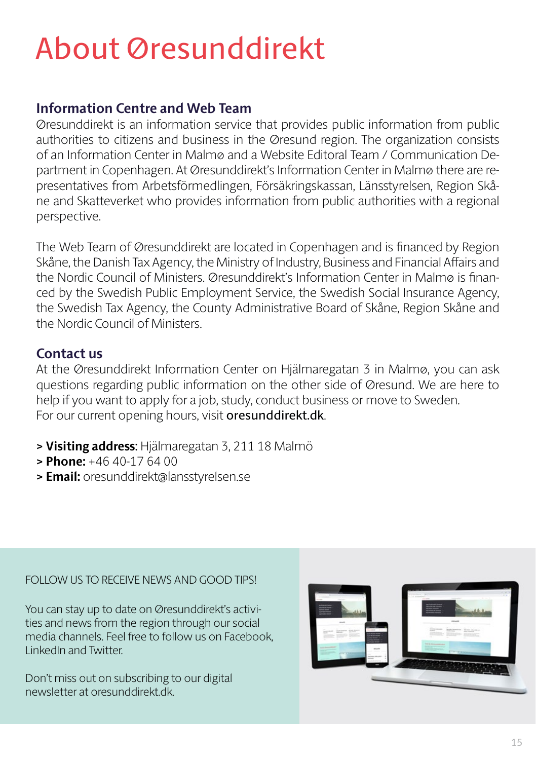# About Øresunddirekt

## Information Centre and Web Team

Øresunddirekt is an information service that provides public information from public authorities to citizens and business in the Øresund region. The organization consists of an Information Center in Malmø and a Website Editoral Team / Communication Department in Copenhagen. At Øresunddirekt's Information Center in Malmø there are representatives from Arbetsförmedlingen, Försäkringskassan, Länsstyrelsen, Region Skåne and Skatteverket who provides information from public authorities with a regional perspective.

The Web Team of Øresunddirekt are located in Copenhagen and is financed by Region Skåne, the Danish Tax Agency, the Ministry of Industry, Business and Financial Affairs and the Nordic Council of Ministers. Øresunddirekt's Information Center in Malmø is financed by the Swedish Public Employment Service, the Swedish Social Insurance Agency, the Swedish Tax Agency, the County Administrative Board of Skåne, Region Skåne and the Nordic Council of Ministers.

## Contact us

At the Øresunddirekt Information Center on Hjälmaregatan 3 in Malmø, you can ask questions regarding public information on the other side of Øresund. We are here to help if you want to apply for a job, study, conduct business or move to Sweden.
For our current opening hours, visit **oresunddirekt.dk**.

> **Visiting address:** Hjälmaregatan 3, 211 18 Malmö
> **Phone:** +46 40-17 64 00
> **Email:** oresunddirekt@lansstyrelsen.se

FOLLOW US TO RECEIVE NEWS AND GOOD TIPS!

You can stay up to date on Øresunddirekt's activities and news from the region through our social media channels. Feel free to follow us on Facebook, LinkedIn and Twitter.

Don't miss out on subscribing to our digital newsletter at oresunddirekt.dk.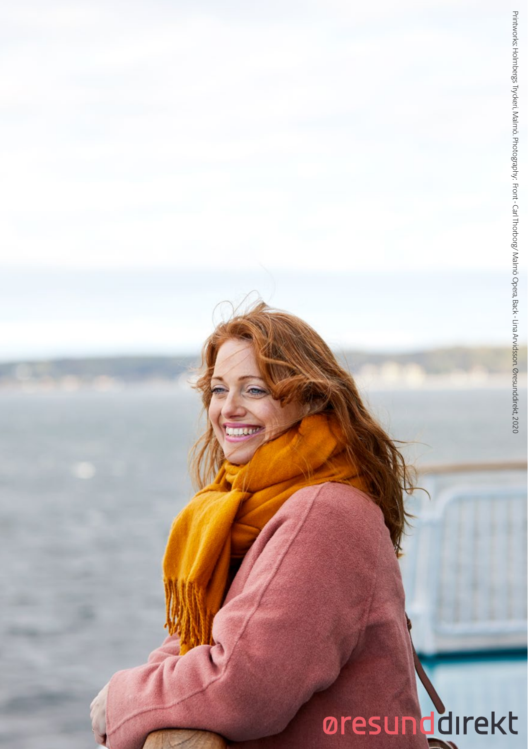Printworks: Holmbergs Tryckeri, Malmö. Photography: Front - Carl Thorborg/ Malmö Opera, Back - Lina Arvidsson. Øresunddirekt, 2020

øresunddirekt